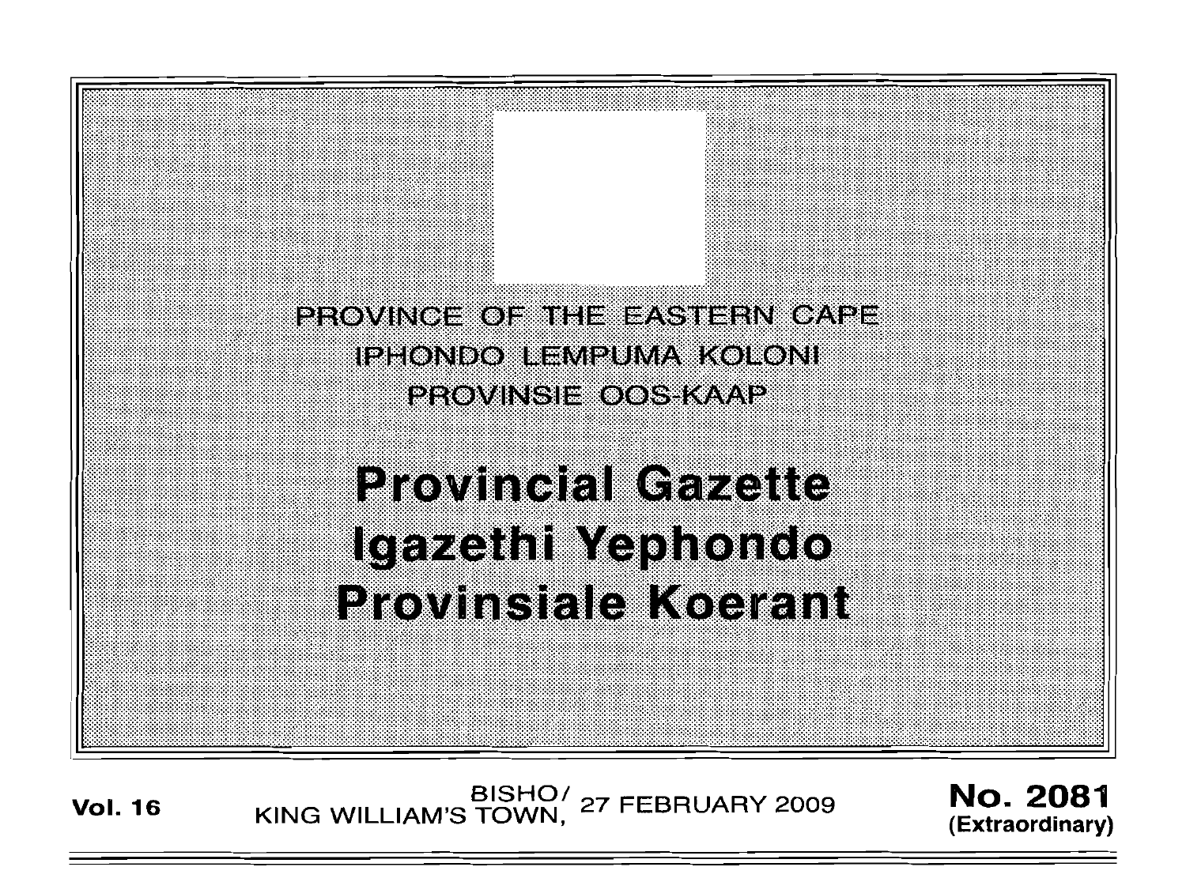PROVINCE OF THE EASTERN CAPE

IPHONDO LEMPUMA KOLONI

PROVINSIE OOS-KAAP

# Provincial Gazette
# Igazethi Yephondo
# Provinsiale Koerant

**Vol. 16** BISHO/ KING WILLIAM'S TOWN, 27 FEBRUARY 2009 **No. 2081** **(Extraordinary)**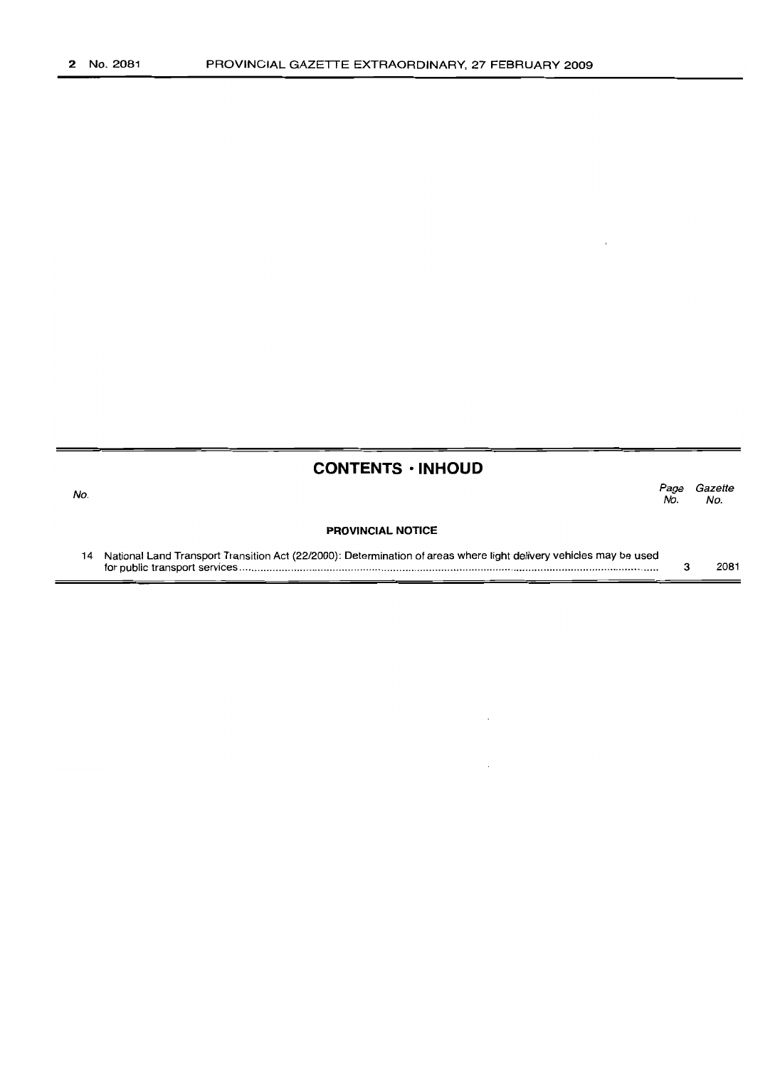## CONTENTS · INHOUD

| No. | | Page No. | Gazette No. |
|---|---|---|---|
| | **PROVINCIAL NOTICE** | | |
| 14 | National Land Transport Transition Act (22/2000): Determination of areas where light delivery vehicles may be used for public transport services | 3 | 2081 |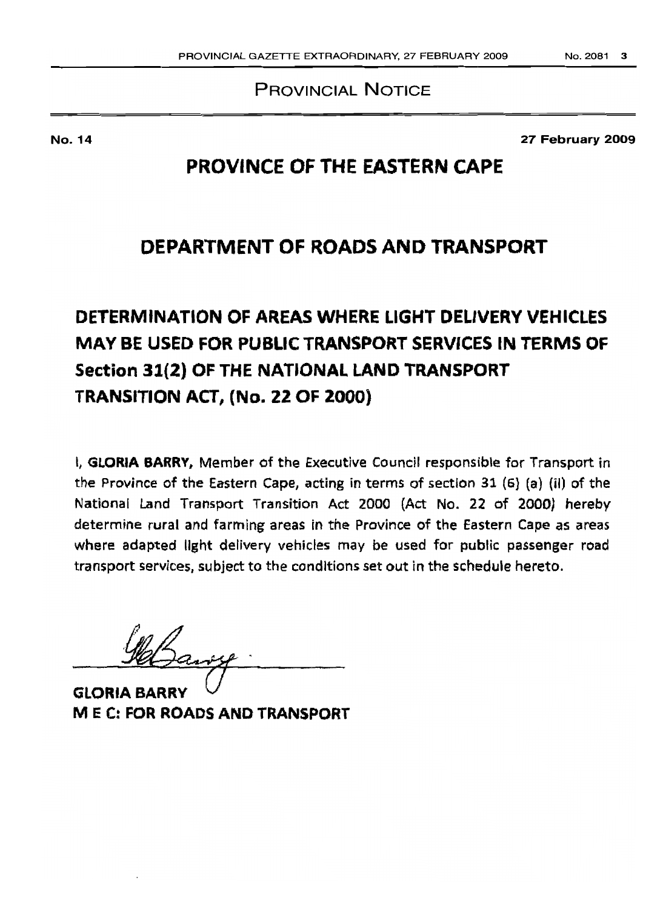## PROVINCIAL NOTICE

**No. 14** **27 February 2009**

# PROVINCE OF THE EASTERN CAPE

# DEPARTMENT OF ROADS AND TRANSPORT

# DETERMINATION OF AREAS WHERE LIGHT DELIVERY VEHICLES MAY BE USED FOR PUBLIC TRANSPORT SERVICES IN TERMS OF Section 31(2) OF THE NATIONAL LAND TRANSPORT TRANSITION ACT, (No. 22 OF 2000)

I, **GLORIA BARRY,** Member of the Executive Council responsible for Transport in the Province of the Eastern Cape, acting in terms of section 31 (6) (a) (ii) of the National Land Transport Transition Act 2000 (Act No. 22 of 2000) hereby determine rural and farming areas in the Province of the Eastern Cape as areas where adapted light delivery vehicles may be used for public passenger road transport services, subject to the conditions set out in the schedule hereto.

**GLORIA BARRY**
**M E C: FOR ROADS AND TRANSPORT**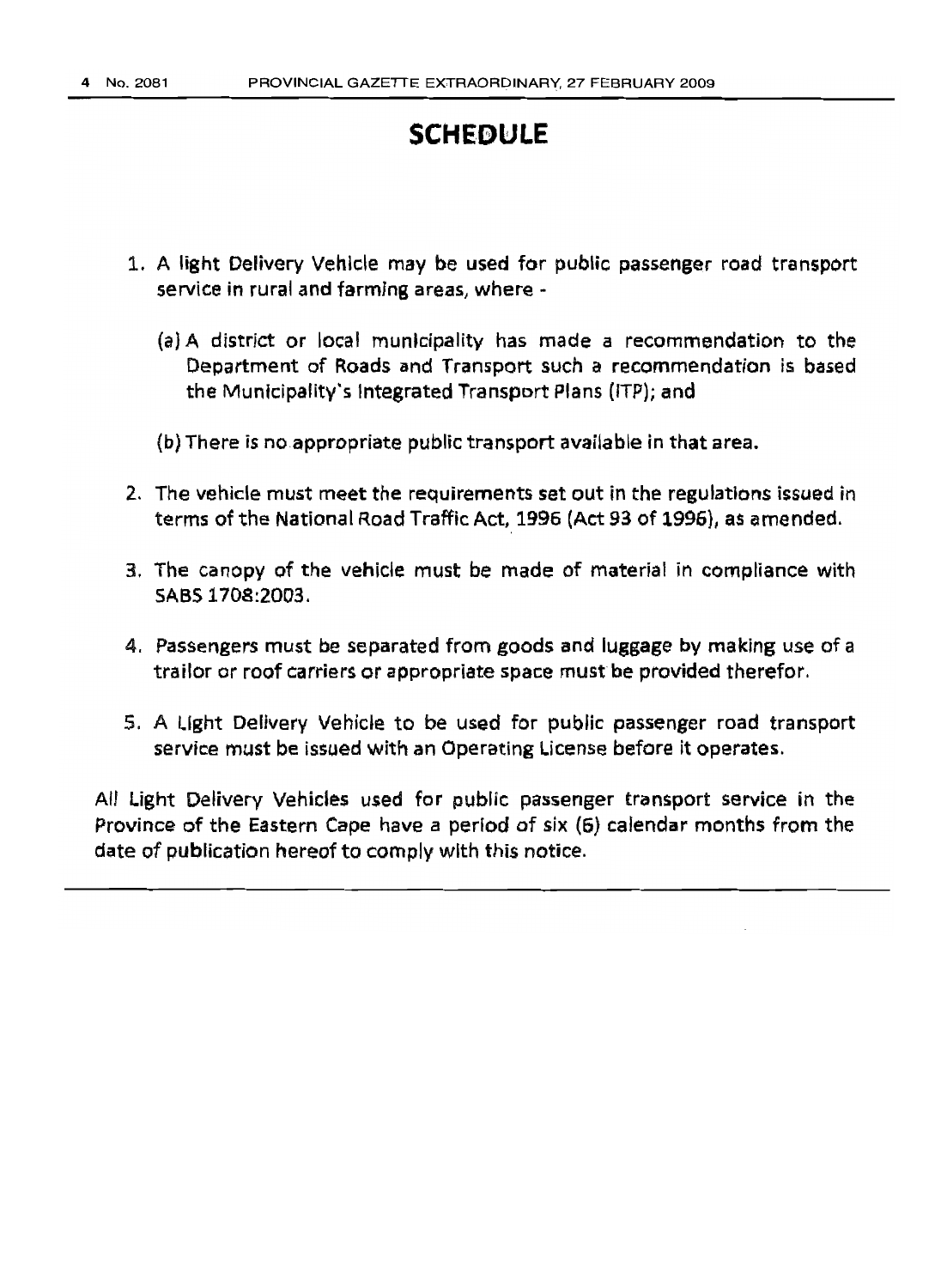# SCHEDULE

1. A light Delivery Vehicle may be used for public passenger road transport service in rural and farming areas, where -

   (a) A district or local municipality has made a recommendation to the Department of Roads and Transport such a recommendation is based the Municipality's Integrated Transport Plans (ITP); and

   (b) There is no appropriate public transport available in that area.

2. The vehicle must meet the requirements set out in the regulations issued in terms of the National Road Traffic Act, 1996 (Act 93 of 1996), as amended.

3. The canopy of the vehicle must be made of material in compliance with SABS 1708:2003.

4. Passengers must be separated from goods and luggage by making use of a trailor or roof carriers or appropriate space must be provided therefor.

5. A Light Delivery Vehicle to be used for public passenger road transport service must be issued with an Operating License before it operates.

All Light Delivery Vehicles used for public passenger transport service in the Province of the Eastern Cape have a period of six (6) calendar months from the date of publication hereof to comply with this notice.